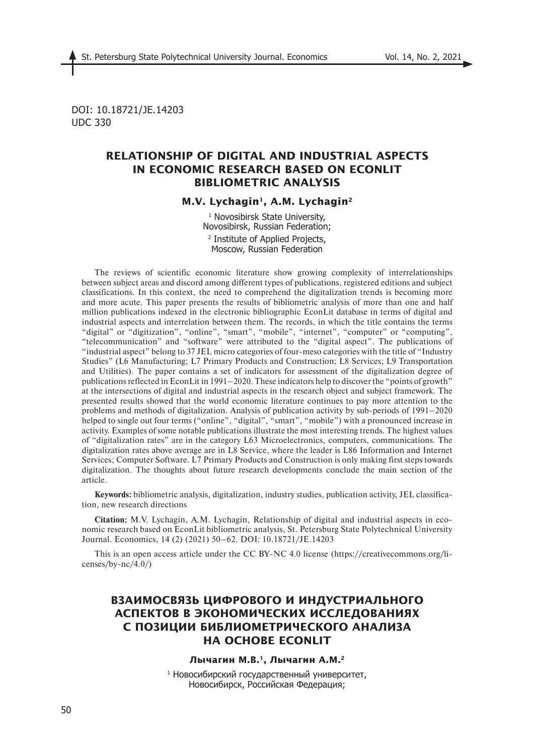DOI: 10.18721/JE.14203

UDC 330

# RELATIONSHIP OF DIGITAL AND INDUSTRIAL ASPECTS IN ECONOMIC RESEARCH BASED ON ECONLIT BIBLIOMETRIC ANALYSIS

**M.V. Lychagin[1], A.M. Lychagin[2]**

[1] Novosibirsk State University, Novosibirsk, Russian Federation;

[2] Institute of Applied Projects, Moscow, Russian Federation

The reviews of scientific economic literature show growing complexity of interrelationships between subject areas and discord among different types of publications, registered editions and subject classifications. In this context, the need to comprehend the digitalization trends is becoming more and more acute. This paper presents the results of bibliometric analysis of more than one and half million publications indexed in the electronic bibliographic EconLit database in terms of digital and industrial aspects and interrelation between them. The records, in which the title contains the terms "digital" or "digitization", "online", "smart", "mobile", "internet", "computer" or "computing", "telecommunication" and "software" were attributed to the "digital aspect". The publications of "industrial aspect" belong to 37 JEL micro categories of four-meso categories with the title of "Industry Studies" (L6 Manufacturing; L7 Primary Products and Construction; L8 Services; L9 Transportation and Utilities). The paper contains a set of indicators for assessment of the digitalization degree of publications reflected in EconLit in 1991–2020. These indicators help to discover the "points of growth" at the intersections of digital and industrial aspects in the research object and subject framework. The presented results showed that the world economic literature continues to pay more attention to the problems and methods of digitalization. Analysis of publication activity by sub-periods of 1991–2020 helped to single out four terms ("online", "digital", "smart", "mobile") with a pronounced increase in activity. Examples of some notable publications illustrate the most interesting trends. The highest values of "digitalization rates" are in the category L63 Microelectronics, computers, communications. The digitalization rates above average are in L8 Service, where the leader is L86 Information and Internet Services; Computer Software. L7 Primary Products and Construction is only making first steps towards digitalization. The thoughts about future research developments conclude the main section of the article.

**Keywords:** bibliometric analysis, digitalization, industry studies, publication activity, JEL classification, new research directions

**Citation:** M.V. Lychagin, A.M. Lychagin, Relationship of digital and industrial aspects in economic research based on EconLit bibliometric analysis, St. Petersburg State Polytechnical University Journal. Economics, 14 (2) (2021) 50–62. DOI: 10.18721/JE.14203

This is an open access article under the CC BY-NC 4.0 license (https://creativecommons.org/licenses/by-nc/4.0/)

# ВЗАИМОСВЯЗЬ ЦИФРОВОГО И ИНДУСТРИАЛЬНОГО АСПЕКТОВ В ЭКОНОМИЧЕСКИХ ИССЛЕДОВАНИЯХ С ПОЗИЦИИ БИБЛИОМЕТРИЧЕСКОГО АНАЛИЗА НА ОСНОВЕ ECONLIT

**Лычагин М.В.[1], Лычагин А.М.[2]**

[1] Новосибирский государственный университет, Новосибирск, Российская Федерация;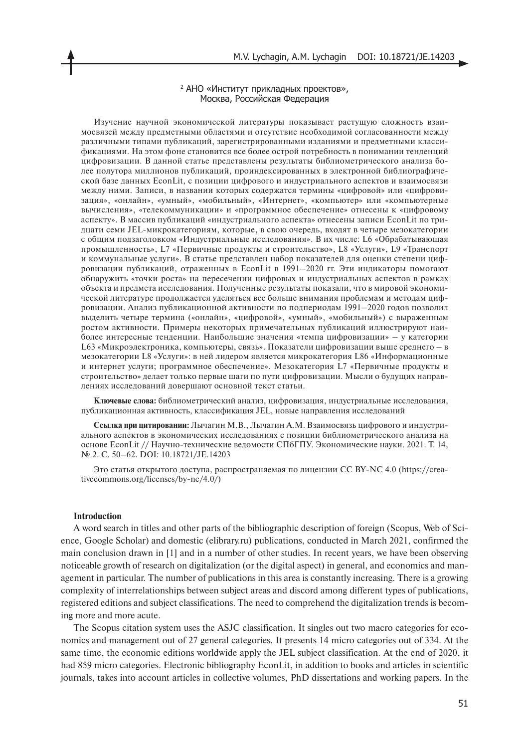[2] АНО «Институт прикладных проектов»,
Москва, Российская Федерация

Изучение научной экономической литературы показывает растущую сложность взаимосвязей между предметными областями и отсутствие необходимой согласованности между различными типами публикаций, зарегистрированными изданиями и предметными классификациями. На этом фоне становится все более острой потребность в понимании тенденций цифровизации. В данной статье представлены результаты библиометрического анализа более полутора миллионов публикаций, проиндексированных в электронной библиографической базе данных EconLit, с позиции цифрового и индустриального аспектов и взаимосвязи между ними. Записи, в названии которых содержатся термины «цифровой» или «цифровизация», «онлайн», «умный», «мобильный», «Интернет», «компьютер» или «компьютерные вычисления», «телекоммуникации» и «программное обеспечение» отнесены к «цифровому аспекту». В массив публикаций «индустриального аспекта» отнесены записи EconLit по тридцати семи JEL-микрокатегориям, которые, в свою очередь, входят в четыре мезокатегории с общим подзаголовком «Индустриальные исследования». В их числе: L6 «Обрабатывающая промышленность», L7 «Первичные продукты и строительство», L8 «Услуги», L9 «Транспорт и коммунальные услуги». В статье представлен набор показателей для оценки степени цифровизации публикаций, отраженных в EconLit в 1991–2020 гг. Эти индикаторы помогают обнаружить «точки роста» на пересечении цифровых и индустриальных аспектов в рамках объекта и предмета исследования. Полученные результаты показали, что в мировой экономической литературе продолжается уделяться все больше внимания проблемам и методам цифровизации. Анализ публикационной активности по подпериодам 1991–2020 годов позволил выделить четыре термина («онлайн», «цифровой», «умный», «мобильный») с выраженным ростом активности. Примеры некоторых примечательных публикаций иллюстрируют наиболее интересные тенденции. Наибольшие значения «темпа цифровизации» – у категории L63 «Микроэлектроника, компьютеры, связь». Показатели цифровизации выше среднего – в мезокатегории L8 «Услуги»: в ней лидером является микрокатегория L86 «Информационные и интернет услуги; программное обеспечение». Мезокатегория L7 «Первичные продукты и строительство» делает только первые шаги по пути цифровизации. Мысли о будущих направлениях исследований довершают основной текст статьи.

**Ключевые слова:** библиометрический анализ, цифровизация, индустриальные исследования, публикационная активность, классификация JEL, новые направления исследований

**Ссылка при цитировании:** Лычагин М.В., Лычагин А.М. Взаимосвязь цифрового и индустриального аспектов в экономических исследованиях с позиции библиометрического анализа на основе EconLit // Научно-технические ведомости СПбГПУ. Экономические науки. 2021. Т. 14, № 2. С. 50–62. DOI: 10.18721/JE.14203

Это статья открытого доступа, распространяемая по лицензии CC BY-NC 4.0 (https://creativecommons.org/licenses/by-nc/4.0/)

## Introduction

A word search in titles and other parts of the bibliographic description of foreign (Scopus, Web of Science, Google Scholar) and domestic (elibrary.ru) publications, conducted in March 2021, confirmed the main conclusion drawn in [1] and in a number of other studies. In recent years, we have been observing noticeable growth of research on digitalization (or the digital aspect) in general, and economics and management in particular. The number of publications in this area is constantly increasing. There is a growing complexity of interrelationships between subject areas and discord among different types of publications, registered editions and subject classifications. The need to comprehend the digitalization trends is becoming more and more acute.

The Scopus citation system uses the ASJC classification. It singles out two macro categories for economics and management out of 27 general categories. It presents 14 micro categories out of 334. At the same time, the economic editions worldwide apply the JEL subject classification. At the end of 2020, it had 859 micro categories. Electronic bibliography EconLit, in addition to books and articles in scientific journals, takes into account articles in collective volumes, PhD dissertations and working papers. In the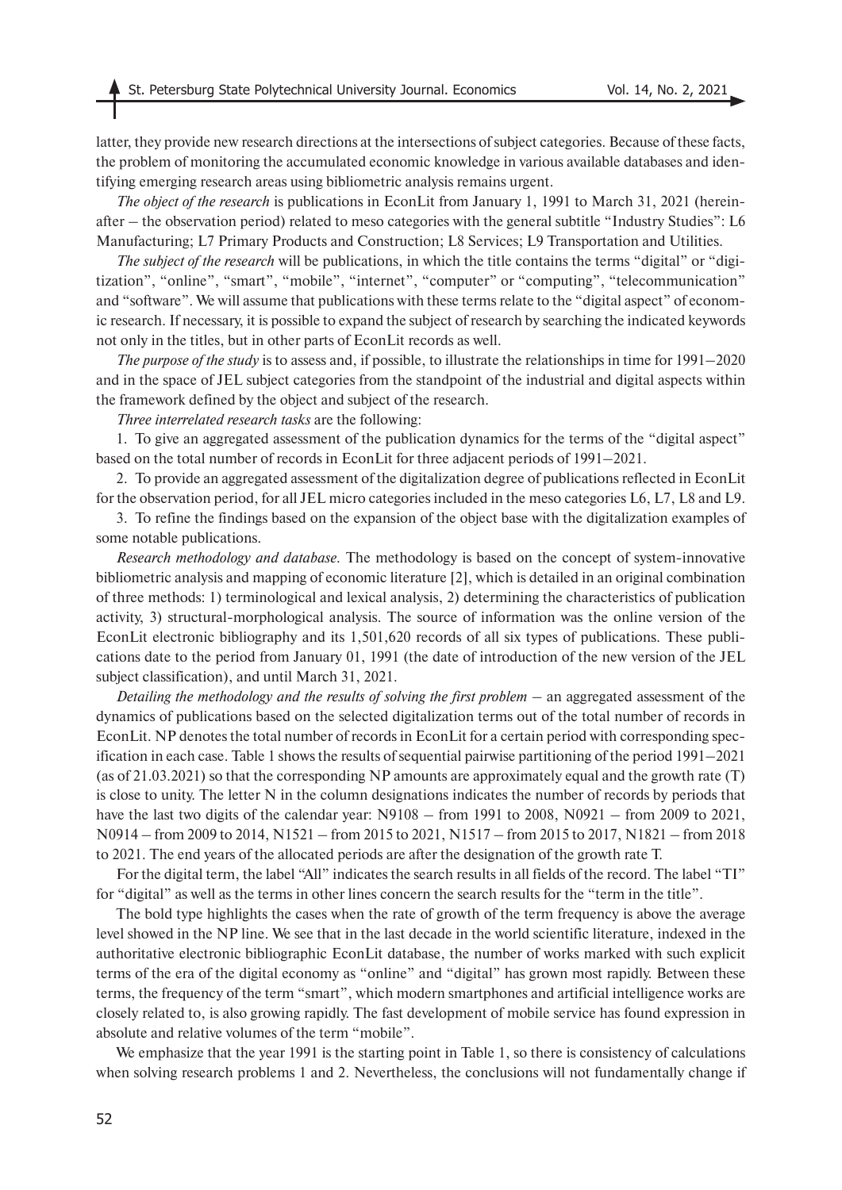latter, they provide new research directions at the intersections of subject categories. Because of these facts, the problem of monitoring the accumulated economic knowledge in various available databases and identifying emerging research areas using bibliometric analysis remains urgent.

*The object of the research* is publications in EconLit from January 1, 1991 to March 31, 2021 (hereinafter – the observation period) related to meso categories with the general subtitle "Industry Studies": L6 Manufacturing; L7 Primary Products and Construction; L8 Services; L9 Transportation and Utilities.

*The subject of the research* will be publications, in which the title contains the terms "digital" or "digitization", "online", "smart", "mobile", "internet", "computer" or "computing", "telecommunication" and "software". We will assume that publications with these terms relate to the "digital aspect" of economic research. If necessary, it is possible to expand the subject of research by searching the indicated keywords not only in the titles, but in other parts of EconLit records as well.

*The purpose of the study* is to assess and, if possible, to illustrate the relationships in time for 1991–2020 and in the space of JEL subject categories from the standpoint of the industrial and digital aspects within the framework defined by the object and subject of the research.

*Three interrelated research tasks* are the following:

1. To give an aggregated assessment of the publication dynamics for the terms of the "digital aspect" based on the total number of records in EconLit for three adjacent periods of 1991–2021.
2. To provide an aggregated assessment of the digitalization degree of publications reflected in EconLit for the observation period, for all JEL micro categories included in the meso categories L6, L7, L8 and L9.
3. To refine the findings based on the expansion of the object base with the digitalization examples of some notable publications.

*Research methodology and database.* The methodology is based on the concept of system-innovative bibliometric analysis and mapping of economic literature [2], which is detailed in an original combination of three methods: 1) terminological and lexical analysis, 2) determining the characteristics of publication activity, 3) structural-morphological analysis. The source of information was the online version of the EconLit electronic bibliography and its 1,501,620 records of all six types of publications. These publications date to the period from January 01, 1991 (the date of introduction of the new version of the JEL subject classification), and until March 31, 2021.

*Detailing the methodology and the results of solving the first problem* – an aggregated assessment of the dynamics of publications based on the selected digitalization terms out of the total number of records in EconLit. NP denotes the total number of records in EconLit for a certain period with corresponding specification in each case. Table 1 shows the results of sequential pairwise partitioning of the period 1991–2021 (as of 21.03.2021) so that the corresponding NP amounts are approximately equal and the growth rate (T) is close to unity. The letter N in the column designations indicates the number of records by periods that have the last two digits of the calendar year: N9108 – from 1991 to 2008, N0921 – from 2009 to 2021, N0914 – from 2009 to 2014, N1521 – from 2015 to 2021, N1517 – from 2015 to 2017, N1821 – from 2018 to 2021. The end years of the allocated periods are after the designation of the growth rate T.

For the digital term, the label "All" indicates the search results in all fields of the record. The label "TI" for "digital" as well as the terms in other lines concern the search results for the "term in the title".

The bold type highlights the cases when the rate of growth of the term frequency is above the average level showed in the NP line. We see that in the last decade in the world scientific literature, indexed in the authoritative electronic bibliographic EconLit database, the number of works marked with such explicit terms of the era of the digital economy as "online" and "digital" has grown most rapidly. Between these terms, the frequency of the term "smart", which modern smartphones and artificial intelligence works are closely related to, is also growing rapidly. The fast development of mobile service has found expression in absolute and relative volumes of the term "mobile".

We emphasize that the year 1991 is the starting point in Table 1, so there is consistency of calculations when solving research problems 1 and 2. Nevertheless, the conclusions will not fundamentally change if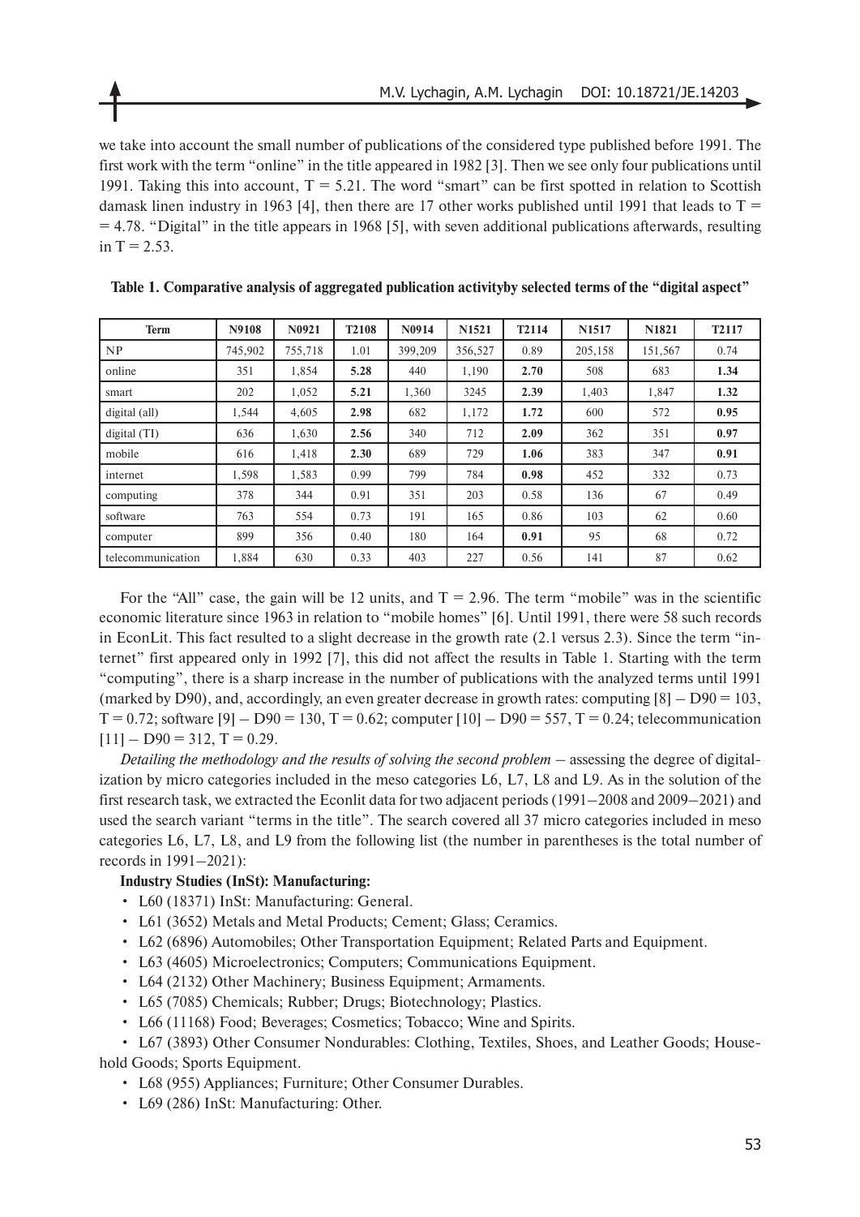we take into account the small number of publications of the considered type published before 1991. The first work with the term "online" in the title appeared in 1982 [3]. Then we see only four publications until 1991. Taking this into account, T = 5.21. The word "smart" can be first spotted in relation to Scottish damask linen industry in 1963 [4], then there are 17 other works published until 1991 that leads to T = = 4.78. "Digital" in the title appears in 1968 [5], with seven additional publications afterwards, resulting in T = 2.53.

**Table 1. Comparative analysis of aggregated publication activityby selected terms of the "digital aspect"**

| Term | N9108 | N0921 | T2108 | N0914 | N1521 | T2114 | N1517 | N1821 | T2117 |
|---|---|---|---|---|---|---|---|---|---|
| NP | 745,902 | 755,718 | 1.01 | 399,209 | 356,527 | 0.89 | 205,158 | 151,567 | 0.74 |
| online | 351 | 1,854 | **5.28** | 440 | 1,190 | **2.70** | 508 | 683 | **1.34** |
| smart | 202 | 1,052 | **5.21** | 1,360 | 3245 | **2.39** | 1,403 | 1,847 | **1.32** |
| digital (all) | 1,544 | 4,605 | **2.98** | 682 | 1,172 | **1.72** | 600 | 572 | **0.95** |
| digital (TI) | 636 | 1,630 | **2.56** | 340 | 712 | **2.09** | 362 | 351 | **0.97** |
| mobile | 616 | 1,418 | **2.30** | 689 | 729 | **1.06** | 383 | 347 | **0.91** |
| internet | 1,598 | 1,583 | 0.99 | 799 | 784 | **0.98** | 452 | 332 | 0.73 |
| computing | 378 | 344 | 0.91 | 351 | 203 | 0.58 | 136 | 67 | 0.49 |
| software | 763 | 554 | 0.73 | 191 | 165 | 0.86 | 103 | 62 | 0.60 |
| computer | 899 | 356 | 0.40 | 180 | 164 | **0.91** | 95 | 68 | 0.72 |
| telecommunication | 1,884 | 630 | 0.33 | 403 | 227 | 0.56 | 141 | 87 | 0.62 |

For the "All" case, the gain will be 12 units, and T = 2.96. The term "mobile" was in the scientific economic literature since 1963 in relation to "mobile homes" [6]. Until 1991, there were 58 such records in EconLit. This fact resulted to a slight decrease in the growth rate (2.1 versus 2.3). Since the term "internet" first appeared only in 1992 [7], this did not affect the results in Table 1. Starting with the term "computing", there is a sharp increase in the number of publications with the analyzed terms until 1991 (marked by D90), and, accordingly, an even greater decrease in growth rates: computing [8] – D90 = 103, T = 0.72; software [9] – D90 = 130, T = 0.62; computer [10] – D90 = 557, T = 0.24; telecommunication [11] – D90 = 312, T = 0.29.

*Detailing the methodology and the results of solving the second problem* – assessing the degree of digitalization by micro categories included in the meso categories L6, L7, L8 and L9. As in the solution of the first research task, we extracted the Econlit data for two adjacent periods (1991–2008 and 2009–2021) and used the search variant "terms in the title". The search covered all 37 micro categories included in meso categories L6, L7, L8, and L9 from the following list (the number in parentheses is the total number of records in 1991–2021):

**Industry Studies (InSt): Manufacturing:**

- L60 (18371) InSt: Manufacturing: General.
- L61 (3652) Metals and Metal Products; Cement; Glass; Ceramics.
- L62 (6896) Automobiles; Other Transportation Equipment; Related Parts and Equipment.
- L63 (4605) Microelectronics; Computers; Communications Equipment.
- L64 (2132) Other Machinery; Business Equipment; Armaments.
- L65 (7085) Chemicals; Rubber; Drugs; Biotechnology; Plastics.
- L66 (11168) Food; Beverages; Cosmetics; Tobacco; Wine and Spirits.
- L67 (3893) Other Consumer Nondurables: Clothing, Textiles, Shoes, and Leather Goods; Household Goods; Sports Equipment.
- L68 (955) Appliances; Furniture; Other Consumer Durables.
- L69 (286) InSt: Manufacturing: Other.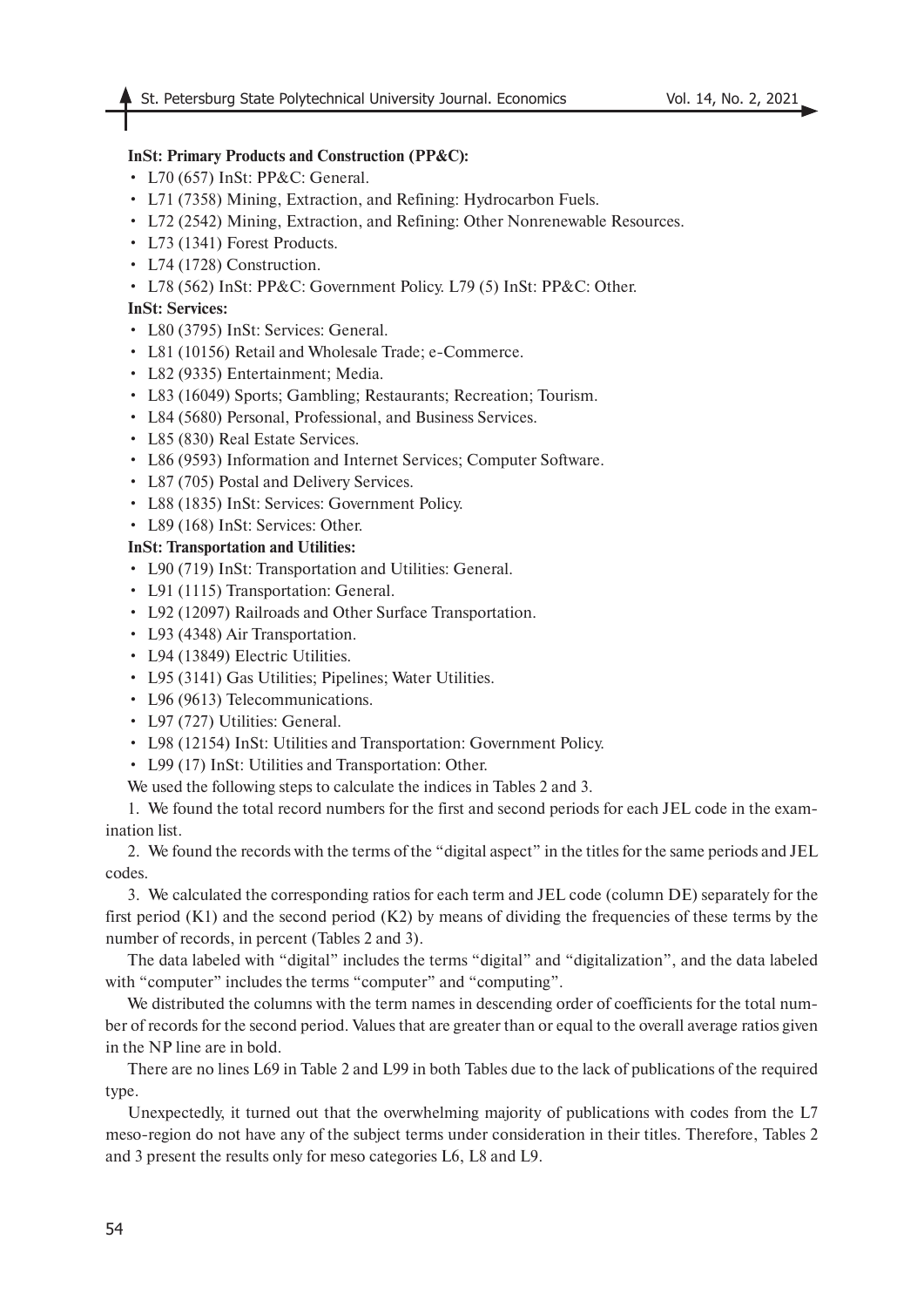**InSt: Primary Products and Construction (PP&C):**

- L70 (657) InSt: PP&C: General.
- L71 (7358) Mining, Extraction, and Refining: Hydrocarbon Fuels.
- L72 (2542) Mining, Extraction, and Refining: Other Nonrenewable Resources.
- L73 (1341) Forest Products.
- L74 (1728) Construction.
- L78 (562) InSt: PP&C: Government Policy. L79 (5) InSt: PP&C: Other.

**InSt: Services:**

- L80 (3795) InSt: Services: General.
- L81 (10156) Retail and Wholesale Trade; e-Commerce.
- L82 (9335) Entertainment; Media.
- L83 (16049) Sports; Gambling; Restaurants; Recreation; Tourism.
- L84 (5680) Personal, Professional, and Business Services.
- L85 (830) Real Estate Services.
- L86 (9593) Information and Internet Services; Computer Software.
- L87 (705) Postal and Delivery Services.
- L88 (1835) InSt: Services: Government Policy.
- L89 (168) InSt: Services: Other.

**InSt: Transportation and Utilities:**

- L90 (719) InSt: Transportation and Utilities: General.
- L91 (1115) Transportation: General.
- L92 (12097) Railroads and Other Surface Transportation.
- L93 (4348) Air Transportation.
- L94 (13849) Electric Utilities.
- L95 (3141) Gas Utilities; Pipelines; Water Utilities.
- L96 (9613) Telecommunications.
- L97 (727) Utilities: General.
- L98 (12154) InSt: Utilities and Transportation: Government Policy.
- L99 (17) InSt: Utilities and Transportation: Other.

We used the following steps to calculate the indices in Tables 2 and 3.

1. We found the total record numbers for the first and second periods for each JEL code in the examination list.

2. We found the records with the terms of the "digital aspect" in the titles for the same periods and JEL codes.

3. We calculated the corresponding ratios for each term and JEL code (column DE) separately for the first period (K1) and the second period (K2) by means of dividing the frequencies of these terms by the number of records, in percent (Tables 2 and 3).

The data labeled with "digital" includes the terms "digital" and "digitalization", and the data labeled with "computer" includes the terms "computer" and "computing".

We distributed the columns with the term names in descending order of coefficients for the total number of records for the second period. Values that are greater than or equal to the overall average ratios given in the NP line are in bold.

There are no lines L69 in Table 2 and L99 in both Tables due to the lack of publications of the required type.

Unexpectedly, it turned out that the overwhelming majority of publications with codes from the L7 meso-region do not have any of the subject terms under consideration in their titles. Therefore, Tables 2 and 3 present the results only for meso categories L6, L8 and L9.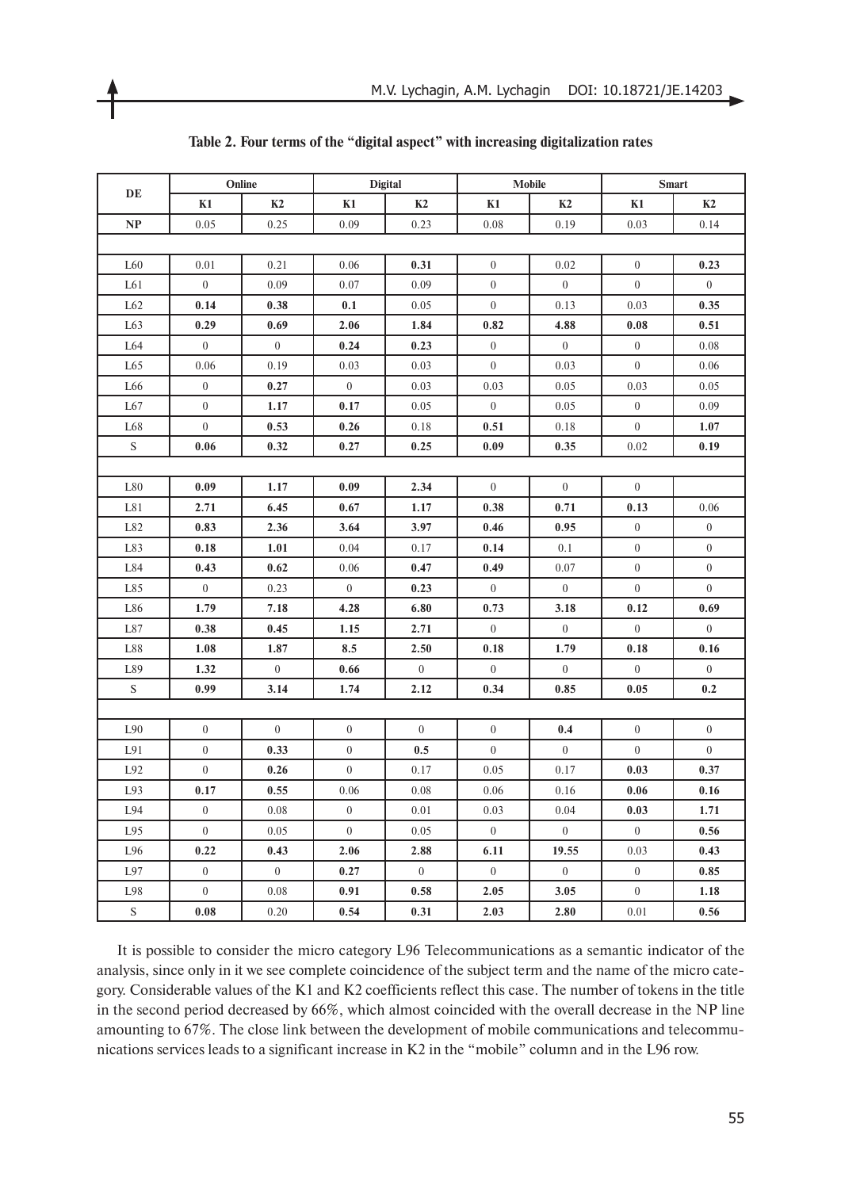**Table 2. Four terms of the "digital aspect" with increasing digitalization rates**

| DE | Online | | Digital | | Mobile | | Smart | |
|---|---|---|---|---|---|---|---|---|
| | K1 | K2 | K1 | K2 | K1 | K2 | K1 | K2 |
| **NP** | 0.05 | 0.25 | 0.09 | 0.23 | 0.08 | 0.19 | 0.03 | 0.14 |
| | | | | | | | | |
| L60 | 0.01 | 0.21 | 0.06 | **0.31** | 0 | 0.02 | 0 | **0.23** |
| L61 | 0 | 0.09 | 0.07 | 0.09 | 0 | 0 | 0 | 0 |
| L62 | **0.14** | **0.38** | **0.1** | 0.05 | 0 | 0.13 | 0.03 | **0.35** |
| L63 | **0.29** | **0.69** | **2.06** | **1.84** | **0.82** | **4.88** | **0.08** | **0.51** |
| L64 | 0 | 0 | **0.24** | **0.23** | 0 | 0 | 0 | 0.08 |
| L65 | 0.06 | 0.19 | 0.03 | 0.03 | 0 | 0.03 | 0 | 0.06 |
| L66 | 0 | **0.27** | 0 | 0.03 | 0.03 | 0.05 | 0.03 | 0.05 |
| L67 | 0 | **1.17** | **0.17** | 0.05 | 0 | 0.05 | 0 | 0.09 |
| L68 | 0 | **0.53** | **0.26** | 0.18 | **0.51** | 0.18 | 0 | **1.07** |
| S | **0.06** | **0.32** | **0.27** | **0.25** | **0.09** | **0.35** | 0.02 | **0.19** |
| | | | | | | | | |
| L80 | **0.09** | **1.17** | **0.09** | **2.34** | 0 | 0 | 0 | |
| L81 | **2.71** | **6.45** | **0.67** | **1.17** | **0.38** | **0.71** | **0.13** | 0.06 |
| L82 | **0.83** | **2.36** | **3.64** | **3.97** | **0.46** | **0.95** | 0 | 0 |
| L83 | **0.18** | **1.01** | 0.04 | 0.17 | **0.14** | 0.1 | 0 | 0 |
| L84 | **0.43** | **0.62** | 0.06 | **0.47** | **0.49** | 0.07 | 0 | 0 |
| L85 | 0 | 0.23 | 0 | **0.23** | 0 | 0 | 0 | 0 |
| L86 | **1.79** | **7.18** | **4.28** | **6.80** | **0.73** | **3.18** | **0.12** | **0.69** |
| L87 | **0.38** | **0.45** | **1.15** | **2.71** | 0 | 0 | 0 | 0 |
| L88 | **1.08** | **1.87** | **8.5** | **2.50** | **0.18** | **1.79** | **0.18** | **0.16** |
| L89 | **1.32** | 0 | **0.66** | 0 | 0 | 0 | 0 | 0 |
| S | **0.99** | **3.14** | **1.74** | **2.12** | **0.34** | **0.85** | **0.05** | **0.2** |
| | | | | | | | | |
| L90 | 0 | 0 | 0 | 0 | 0 | **0.4** | 0 | 0 |
| L91 | 0 | **0.33** | 0 | **0.5** | 0 | 0 | 0 | 0 |
| L92 | 0 | **0.26** | 0 | 0.17 | 0.05 | 0.17 | **0.03** | **0.37** |
| L93 | **0.17** | **0.55** | 0.06 | 0.08 | 0.06 | 0.16 | **0.06** | **0.16** |
| L94 | 0 | 0.08 | 0 | 0.01 | 0.03 | 0.04 | **0.03** | **1.71** |
| L95 | 0 | 0.05 | 0 | 0.05 | 0 | 0 | 0 | **0.56** |
| L96 | **0.22** | **0.43** | **2.06** | **2.88** | **6.11** | **19.55** | 0.03 | **0.43** |
| L97 | 0 | 0 | **0.27** | 0 | 0 | 0 | 0 | **0.85** |
| L98 | 0 | 0.08 | **0.91** | **0.58** | **2.05** | **3.05** | 0 | **1.18** |
| S | **0.08** | 0.20 | **0.54** | **0.31** | **2.03** | **2.80** | 0.01 | **0.56** |

It is possible to consider the micro category L96 Telecommunications as a semantic indicator of the analysis, since only in it we see complete coincidence of the subject term and the name of the micro category. Considerable values of the K1 and K2 coefficients reflect this case. The number of tokens in the title in the second period decreased by 66%, which almost coincided with the overall decrease in the NP line amounting to 67%. The close link between the development of mobile communications and telecommunications services leads to a significant increase in K2 in the "mobile" column and in the L96 row.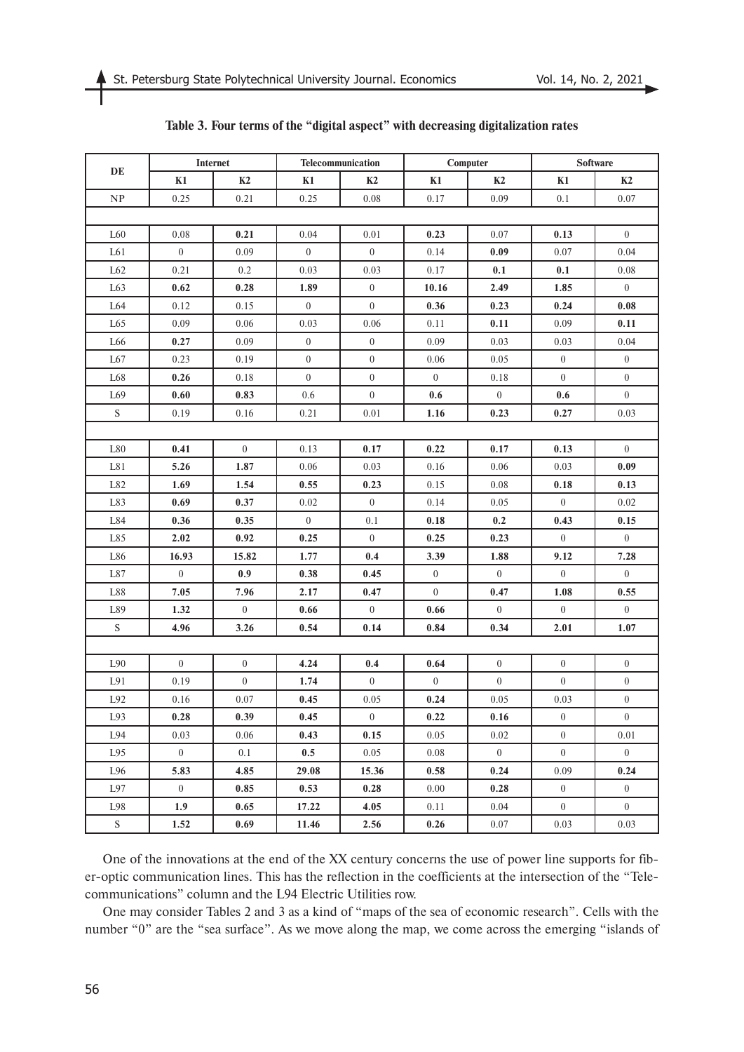**Table 3. Four terms of the "digital aspect" with decreasing digitalization rates**

| DE | Internet | | Telecommunication | | Computer | | Software | |
|---|---|---|---|---|---|---|---|---|
| | K1 | K2 | K1 | K2 | K1 | K2 | K1 | K2 |
| NP | 0.25 | 0.21 | 0.25 | 0.08 | 0.17 | 0.09 | 0.1 | 0.07 |
| | | | | | | | | |
| L60 | 0.08 | **0.21** | 0.04 | 0.01 | **0.23** | 0.07 | **0.13** | 0 |
| L61 | 0 | 0.09 | 0 | 0 | 0.14 | **0.09** | 0.07 | 0.04 |
| L62 | 0.21 | 0.2 | 0.03 | 0.03 | 0.17 | **0.1** | **0.1** | 0.08 |
| L63 | **0.62** | **0.28** | **1.89** | 0 | **10.16** | **2.49** | **1.85** | 0 |
| L64 | 0.12 | 0.15 | 0 | 0 | **0.36** | **0.23** | **0.24** | **0.08** |
| L65 | 0.09 | 0.06 | 0.03 | 0.06 | 0.11 | **0.11** | 0.09 | **0.11** |
| L66 | **0.27** | 0.09 | 0 | 0 | 0.09 | 0.03 | 0.03 | 0.04 |
| L67 | 0.23 | 0.19 | 0 | 0 | 0.06 | 0.05 | 0 | 0 |
| L68 | **0.26** | 0.18 | 0 | 0 | 0 | 0.18 | 0 | 0 |
| L69 | **0.60** | **0.83** | 0.6 | 0 | **0.6** | 0 | **0.6** | 0 |
| S | 0.19 | 0.16 | 0.21 | 0.01 | **1.16** | **0.23** | **0.27** | 0.03 |
| | | | | | | | | |
| L80 | **0.41** | 0 | 0.13 | **0.17** | **0.22** | **0.17** | **0.13** | 0 |
| L81 | **5.26** | **1.87** | 0.06 | 0.03 | 0.16 | 0.06 | 0.03 | **0.09** |
| L82 | **1.69** | **1.54** | **0.55** | **0.23** | 0.15 | 0.08 | **0.18** | **0.13** |
| L83 | **0.69** | **0.37** | 0.02 | 0 | 0.14 | 0.05 | 0 | 0.02 |
| L84 | **0.36** | **0.35** | 0 | 0.1 | **0.18** | **0.2** | **0.43** | **0.15** |
| L85 | **2.02** | **0.92** | **0.25** | 0 | **0.25** | **0.23** | 0 | 0 |
| L86 | **16.93** | **15.82** | **1.77** | **0.4** | **3.39** | **1.88** | **9.12** | **7.28** |
| L87 | 0 | **0.9** | **0.38** | **0.45** | 0 | 0 | 0 | 0 |
| L88 | **7.05** | **7.96** | **2.17** | **0.47** | 0 | **0.47** | **1.08** | **0.55** |
| L89 | **1.32** | 0 | **0.66** | 0 | **0.66** | 0 | 0 | 0 |
| S | **4.96** | **3.26** | **0.54** | **0.14** | **0.84** | **0.34** | **2.01** | **1.07** |
| | | | | | | | | |
| L90 | 0 | 0 | **4.24** | **0.4** | **0.64** | 0 | 0 | 0 |
| L91 | 0.19 | 0 | **1.74** | 0 | 0 | 0 | 0 | 0 |
| L92 | 0.16 | 0.07 | **0.45** | 0.05 | **0.24** | 0.05 | 0.03 | 0 |
| L93 | **0.28** | **0.39** | **0.45** | 0 | **0.22** | **0.16** | 0 | 0 |
| L94 | 0.03 | 0.06 | **0.43** | **0.15** | 0.05 | 0.02 | 0 | 0.01 |
| L95 | 0 | 0.1 | **0.5** | 0.05 | 0.08 | 0 | 0 | 0 |
| L96 | **5.83** | **4.85** | **29.08** | **15.36** | **0.58** | **0.24** | 0.09 | **0.24** |
| L97 | 0 | **0.85** | **0.53** | **0.28** | 0.00 | **0.28** | 0 | 0 |
| L98 | **1.9** | **0.65** | **17.22** | **4.05** | 0.11 | 0.04 | 0 | 0 |
| S | **1.52** | **0.69** | **11.46** | **2.56** | **0.26** | 0.07 | 0.03 | 0.03 |

One of the innovations at the end of the XX century concerns the use of power line supports for fiber-optic communication lines. This has the reflection in the coefficients at the intersection of the "Telecommunications" column and the L94 Electric Utilities row.

One may consider Tables 2 and 3 as a kind of "maps of the sea of economic research". Cells with the number "0" are the "sea surface". As we move along the map, we come across the emerging "islands of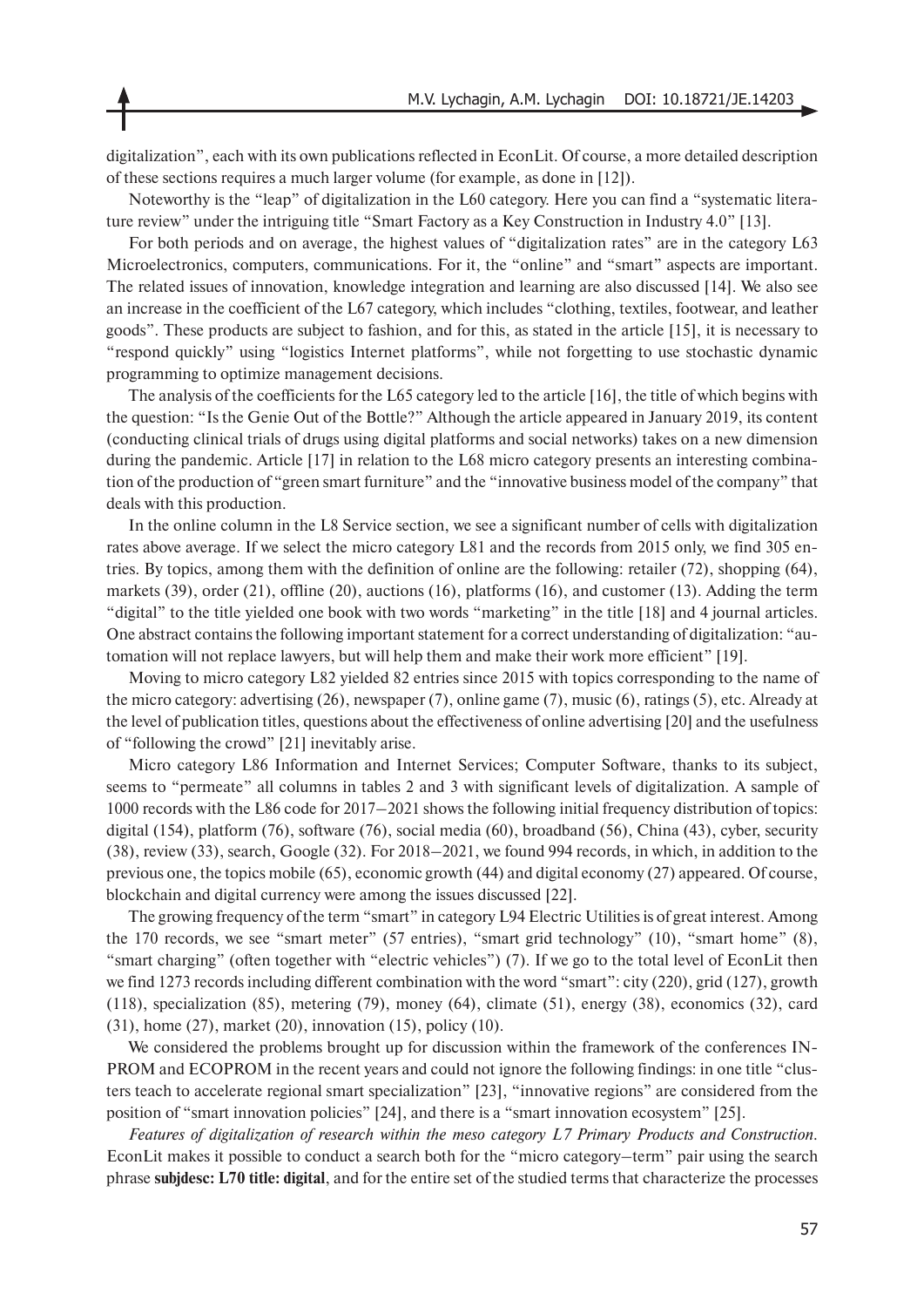digitalization", each with its own publications reflected in EconLit. Of course, a more detailed description of these sections requires a much larger volume (for example, as done in [12]).

Noteworthy is the "leap" of digitalization in the L60 category. Here you can find a "systematic literature review" under the intriguing title "Smart Factory as a Key Construction in Industry 4.0" [13].

For both periods and on average, the highest values of "digitalization rates" are in the category L63 Microelectronics, computers, communications. For it, the "online" and "smart" aspects are important. The related issues of innovation, knowledge integration and learning are also discussed [14]. We also see an increase in the coefficient of the L67 category, which includes "clothing, textiles, footwear, and leather goods". These products are subject to fashion, and for this, as stated in the article [15], it is necessary to "respond quickly" using "logistics Internet platforms", while not forgetting to use stochastic dynamic programming to optimize management decisions.

The analysis of the coefficients for the L65 category led to the article [16], the title of which begins with the question: "Is the Genie Out of the Bottle?" Although the article appeared in January 2019, its content (conducting clinical trials of drugs using digital platforms and social networks) takes on a new dimension during the pandemic. Article [17] in relation to the L68 micro category presents an interesting combination of the production of "green smart furniture" and the "innovative business model of the company" that deals with this production.

In the online column in the L8 Service section, we see a significant number of cells with digitalization rates above average. If we select the micro category L81 and the records from 2015 only, we find 305 entries. By topics, among them with the definition of online are the following: retailer (72), shopping (64), markets (39), order (21), offline (20), auctions (16), platforms (16), and customer (13). Adding the term "digital" to the title yielded one book with two words "marketing" in the title [18] and 4 journal articles. One abstract contains the following important statement for a correct understanding of digitalization: "automation will not replace lawyers, but will help them and make their work more efficient" [19].

Moving to micro category L82 yielded 82 entries since 2015 with topics corresponding to the name of the micro category: advertising (26), newspaper (7), online game (7), music (6), ratings (5), etc. Already at the level of publication titles, questions about the effectiveness of online advertising [20] and the usefulness of "following the crowd" [21] inevitably arise.

Micro category L86 Information and Internet Services; Computer Software, thanks to its subject, seems to "permeate" all columns in tables 2 and 3 with significant levels of digitalization. A sample of 1000 records with the L86 code for 2017–2021 shows the following initial frequency distribution of topics: digital (154), platform (76), software (76), social media (60), broadband (56), China (43), cyber, security (38), review (33), search, Google (32). For 2018–2021, we found 994 records, in which, in addition to the previous one, the topics mobile (65), economic growth (44) and digital economy (27) appeared. Of course, blockchain and digital currency were among the issues discussed [22].

The growing frequency of the term "smart" in category L94 Electric Utilities is of great interest. Among the 170 records, we see "smart meter" (57 entries), "smart grid technology" (10), "smart home" (8), "smart charging" (often together with "electric vehicles") (7). If we go to the total level of EconLit then we find 1273 records including different combination with the word "smart": city (220), grid (127), growth (118), specialization (85), metering (79), money (64), climate (51), energy (38), economics (32), card (31), home (27), market (20), innovation (15), policy (10).

We considered the problems brought up for discussion within the framework of the conferences INPROM and ECOPROM in the recent years and could not ignore the following findings: in one title "clusters teach to accelerate regional smart specialization" [23], "innovative regions" are considered from the position of "smart innovation policies" [24], and there is a "smart innovation ecosystem" [25].

*Features of digitalization of research within the meso category L7 Primary Products and Construction.* EconLit makes it possible to conduct a search both for the "micro category–term" pair using the search phrase **subjdesc: L70 title: digital**, and for the entire set of the studied terms that characterize the processes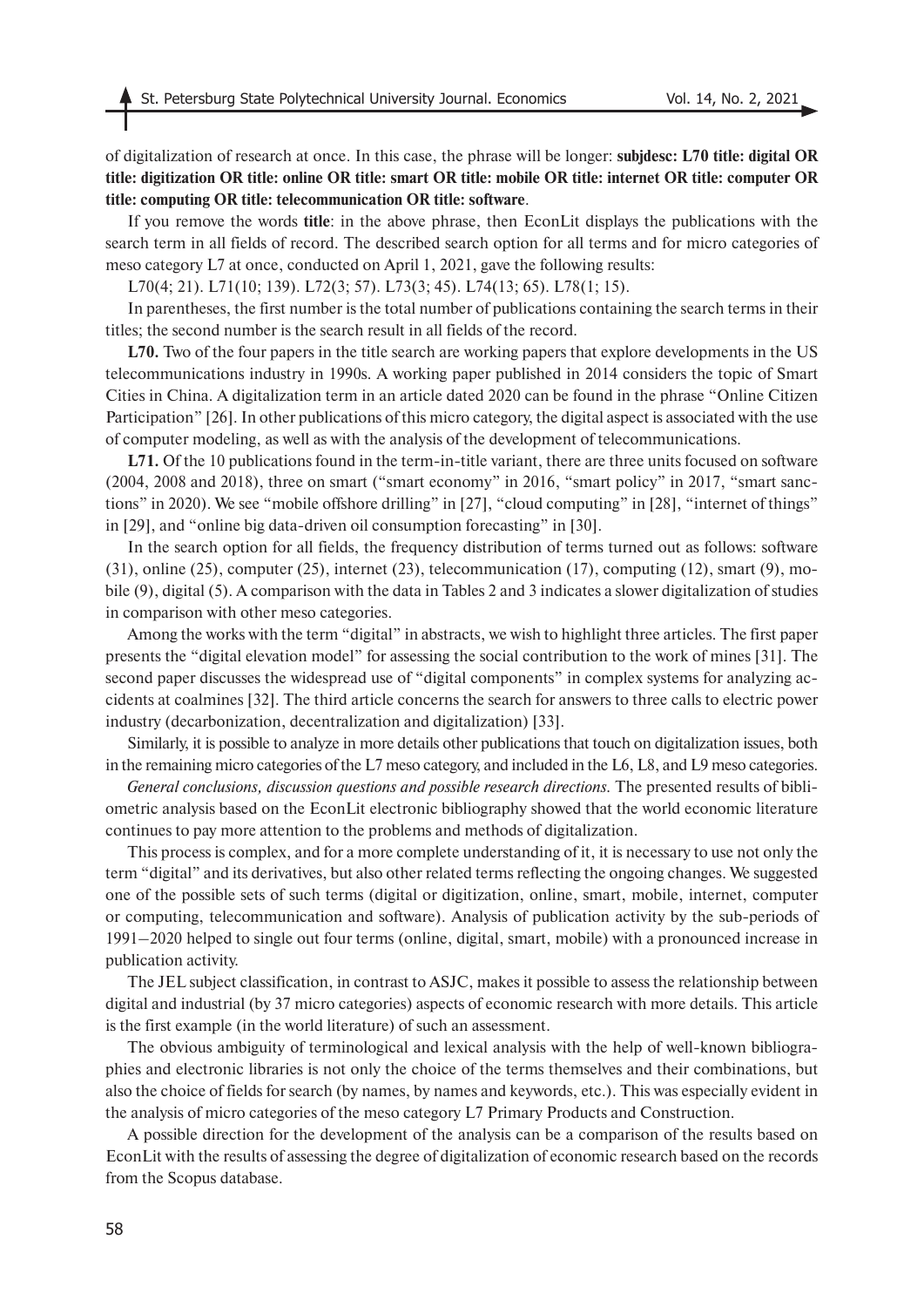of digitalization of research at once. In this case, the phrase will be longer: **subjdesc: L70 title: digital OR title: digitization OR title: online OR title: smart OR title: mobile OR title: internet OR title: computer OR title: computing OR title: telecommunication OR title: software**.

If you remove the words **title**: in the above phrase, then EconLit displays the publications with the search term in all fields of record. The described search option for all terms and for micro categories of meso category L7 at once, conducted on April 1, 2021, gave the following results:

L70(4; 21). L71(10; 139). L72(3; 57). L73(3; 45). L74(13; 65). L78(1; 15).

In parentheses, the first number is the total number of publications containing the search terms in their titles; the second number is the search result in all fields of the record.

**L70.** Two of the four papers in the title search are working papers that explore developments in the US telecommunications industry in 1990s. A working paper published in 2014 considers the topic of Smart Cities in China. A digitalization term in an article dated 2020 can be found in the phrase "Online Citizen Participation" [26]. In other publications of this micro category, the digital aspect is associated with the use of computer modeling, as well as with the analysis of the development of telecommunications.

**L71.** Of the 10 publications found in the term-in-title variant, there are three units focused on software (2004, 2008 and 2018), three on smart ("smart economy" in 2016, "smart policy" in 2017, "smart sanctions" in 2020). We see "mobile offshore drilling" in [27], "cloud computing" in [28], "internet of things" in [29], and "online big data-driven oil consumption forecasting" in [30].

In the search option for all fields, the frequency distribution of terms turned out as follows: software (31), online (25), computer (25), internet (23), telecommunication (17), computing (12), smart (9), mobile (9), digital (5). A comparison with the data in Tables 2 and 3 indicates a slower digitalization of studies in comparison with other meso categories.

Among the works with the term "digital" in abstracts, we wish to highlight three articles. The first paper presents the "digital elevation model" for assessing the social contribution to the work of mines [31]. The second paper discusses the widespread use of "digital components" in complex systems for analyzing accidents at coalmines [32]. The third article concerns the search for answers to three calls to electric power industry (decarbonization, decentralization and digitalization) [33].

Similarly, it is possible to analyze in more details other publications that touch on digitalization issues, both in the remaining micro categories of the L7 meso category, and included in the L6, L8, and L9 meso categories.

*General conclusions, discussion questions and possible research directions.* The presented results of bibliometric analysis based on the EconLit electronic bibliography showed that the world economic literature continues to pay more attention to the problems and methods of digitalization.

This process is complex, and for a more complete understanding of it, it is necessary to use not only the term "digital" and its derivatives, but also other related terms reflecting the ongoing changes. We suggested one of the possible sets of such terms (digital or digitization, online, smart, mobile, internet, computer or computing, telecommunication and software). Analysis of publication activity by the sub-periods of 1991–2020 helped to single out four terms (online, digital, smart, mobile) with a pronounced increase in publication activity.

The JEL subject classification, in contrast to ASJC, makes it possible to assess the relationship between digital and industrial (by 37 micro categories) aspects of economic research with more details. This article is the first example (in the world literature) of such an assessment.

The obvious ambiguity of terminological and lexical analysis with the help of well-known bibliographies and electronic libraries is not only the choice of the terms themselves and their combinations, but also the choice of fields for search (by names, by names and keywords, etc.). This was especially evident in the analysis of micro categories of the meso category L7 Primary Products and Construction.

A possible direction for the development of the analysis can be a comparison of the results based on EconLit with the results of assessing the degree of digitalization of economic research based on the records from the Scopus database.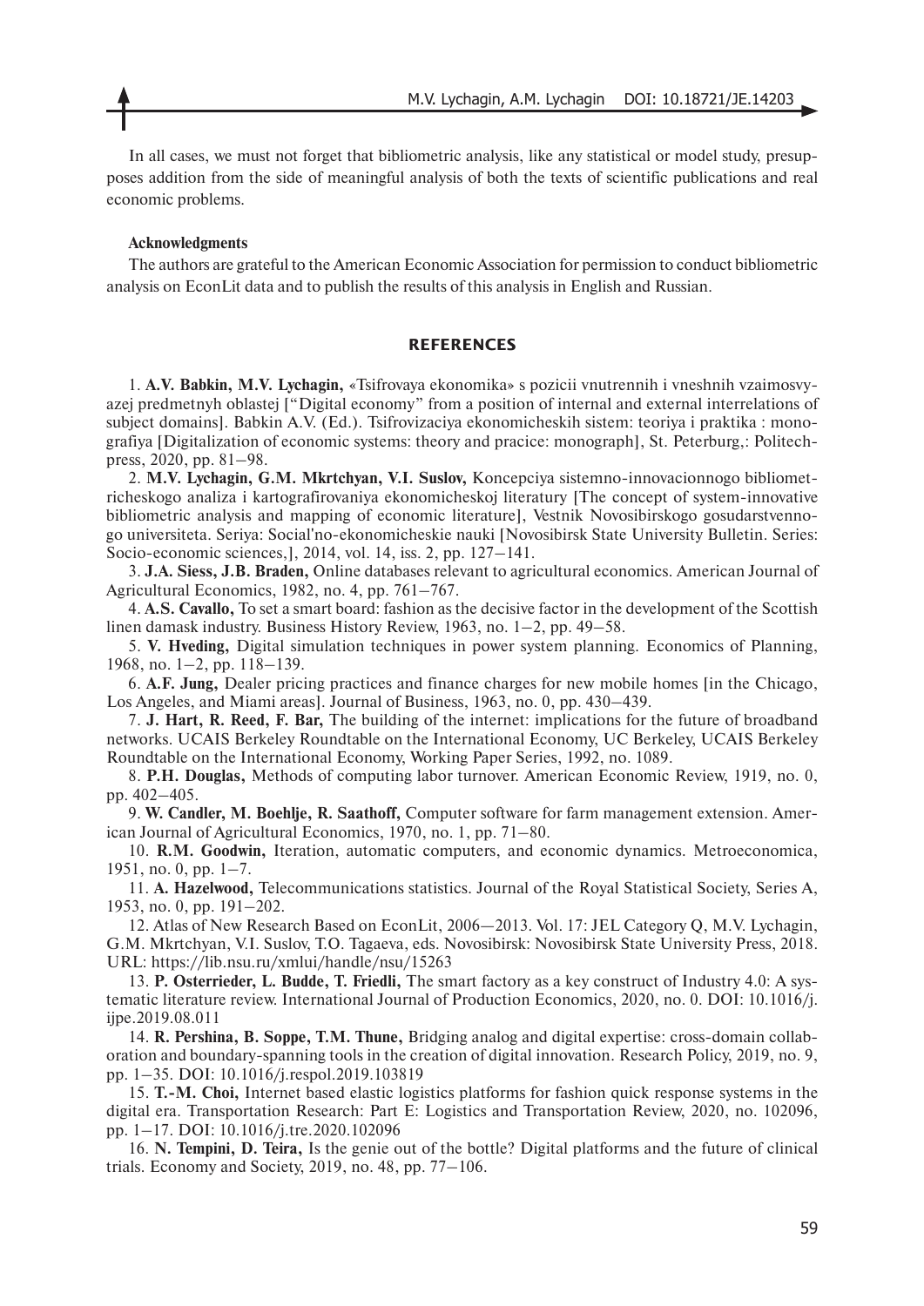In all cases, we must not forget that bibliometric analysis, like any statistical or model study, presupposes addition from the side of meaningful analysis of both the texts of scientific publications and real economic problems.

**Acknowledgments**

The authors are grateful to the American Economic Association for permission to conduct bibliometric analysis on EconLit data and to publish the results of this analysis in English and Russian.

## REFERENCES

1. **A.V. Babkin, M.V. Lychagin,** «Tsifrovaya ekonomika» s pozicii vnutrennih i vneshnih vzaimosvyazej predmetnyh oblastej ["Digital economy" from a position of internal and external interrelations of subject domains]. Babkin A.V. (Ed.). Tsifrovizaciya ekonomicheskih sistem: teoriya i praktika : monografiya [Digitalization of economic systems: theory and pracice: monograph], St. Peterburg,: Politech-press, 2020, pp. 81–98.

2. **M.V. Lychagin, G.M. Mkrtchyan, V.I. Suslov,** Koncepciya sistemno-innovacionnogo bibliometricheskogo analiza i kartografirovaniya ekonomicheskoj literatury [The concept of system-innovative bibliometric analysis and mapping of economic literature], Vestnik Novosibirskogo gosudarstvennogo universiteta. Seriya: Social'no-ekonomicheskie nauki [Novosibirsk State University Bulletin. Series: Socio-economic sciences,], 2014, vol. 14, iss. 2, pp. 127–141.

3. **J.A. Siess, J.B. Braden,** Online databases relevant to agricultural economics. American Journal of Agricultural Economics, 1982, no. 4, pp. 761–767.

4. **A.S. Cavallo,** To set a smart board: fashion as the decisive factor in the development of the Scottish linen damask industry. Business History Review, 1963, no. 1–2, pp. 49–58.

5. **V. Hveding,** Digital simulation techniques in power system planning. Economics of Planning, 1968, no. 1–2, pp. 118–139.

6. **A.F. Jung,** Dealer pricing practices and finance charges for new mobile homes [in the Chicago, Los Angeles, and Miami areas]. Journal of Business, 1963, no. 0, pp. 430–439.

7. **J. Hart, R. Reed, F. Bar,** The building of the internet: implications for the future of broadband networks. UCAIS Berkeley Roundtable on the International Economy, UC Berkeley, UCAIS Berkeley Roundtable on the International Economy, Working Paper Series, 1992, no. 1089.

8. **P.H. Douglas,** Methods of computing labor turnover. American Economic Review, 1919, no. 0, pp. 402–405.

9. **W. Candler, M. Boehlje, R. Saathoff,** Computer software for farm management extension. American Journal of Agricultural Economics, 1970, no. 1, pp. 71–80.

10. **R.M. Goodwin,** Iteration, automatic computers, and economic dynamics. Metroeconomica, 1951, no. 0, pp. 1–7.

11. **A. Hazelwood,** Telecommunications statistics. Journal of the Royal Statistical Society, Series A, 1953, no. 0, pp. 191–202.

12. Atlas of New Research Based on EconLit, 2006—2013. Vol. 17: JEL Category Q, M.V. Lychagin, G.M. Mkrtchyan, V.I. Suslov, T.O. Tagaeva, eds. Novosibirsk: Novosibirsk State University Press, 2018. URL: https://lib.nsu.ru/xmlui/handle/nsu/15263

13. **P. Osterrieder, L. Budde, T. Friedli,** The smart factory as a key construct of Industry 4.0: A systematic literature review. International Journal of Production Economics, 2020, no. 0. DOI: 10.1016/j.ijpe.2019.08.011

14. **R. Pershina, B. Soppe, T.M. Thune,** Bridging analog and digital expertise: cross-domain collaboration and boundary-spanning tools in the creation of digital innovation. Research Policy, 2019, no. 9, pp. 1–35. DOI: 10.1016/j.respol.2019.103819

15. **T.-M. Choi,** Internet based elastic logistics platforms for fashion quick response systems in the digital era. Transportation Research: Part E: Logistics and Transportation Review, 2020, no. 102096, pp. 1–17. DOI: 10.1016/j.tre.2020.102096

16. **N. Tempini, D. Teira,** Is the genie out of the bottle? Digital platforms and the future of clinical trials. Economy and Society, 2019, no. 48, pp. 77–106.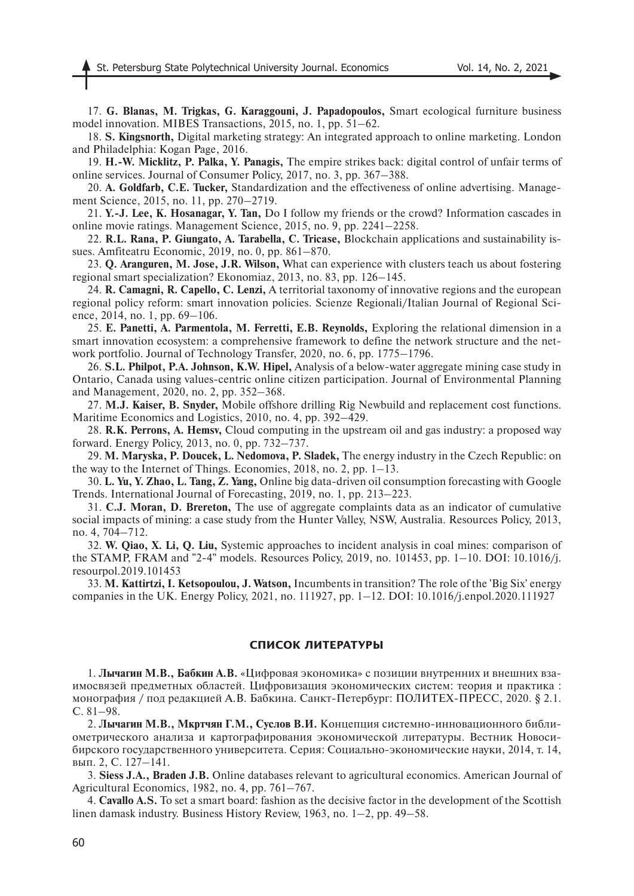17. **G. Blanas, M. Trigkas, G. Karaggouni, J. Papadopoulos,** Smart ecological furniture business model innovation. MIBES Transactions, 2015, no. 1, pp. 51–62.

18. **S. Kingsnorth,** Digital marketing strategy: An integrated approach to online marketing. London and Philadelphia: Kogan Page, 2016.

19. **H.-W. Micklitz, P. Palka, Y. Panagis,** The empire strikes back: digital control of unfair terms of online services. Journal of Consumer Policy, 2017, no. 3, pp. 367–388.

20. **A. Goldfarb, C.E. Tucker,** Standardization and the effectiveness of online advertising. Management Science, 2015, no. 11, pp. 270–2719.

21. **Y.-J. Lee, K. Hosanagar, Y. Tan,** Do I follow my friends or the crowd? Information cascades in online movie ratings. Management Science, 2015, no. 9, pp. 2241–2258.

22. **R.L. Rana, P. Giungato, A. Tarabella, C. Tricase,** Blockchain applications and sustainability issues. Amfiteatru Economic, 2019, no. 0, pp. 861–870.

23. **Q. Aranguren, M. Jose, J.R. Wilson,** What can experience with clusters teach us about fostering regional smart specialization? Ekonomiaz, 2013, no. 83, pp. 126–145.

24. **R. Camagni, R. Capello, C. Lenzi,** A territorial taxonomy of innovative regions and the european regional policy reform: smart innovation policies. Scienze Regionali/Italian Journal of Regional Science, 2014, no. 1, pp. 69–106.

25. **E. Panetti, A. Parmentola, M. Ferretti, E.B. Reynolds,** Exploring the relational dimension in a smart innovation ecosystem: a comprehensive framework to define the network structure and the network portfolio. Journal of Technology Transfer, 2020, no. 6, pp. 1775–1796.

26. **S.L. Philpot, P.A. Johnson, K.W. Hipel,** Analysis of a below-water aggregate mining case study in Ontario, Canada using values-centric online citizen participation. Journal of Environmental Planning and Management, 2020, no. 2, pp. 352–368.

27. **M.J. Kaiser, B. Snyder,** Mobile offshore drilling Rig Newbuild and replacement cost functions. Maritime Economics and Logistics, 2010, no. 4, pp. 392–429.

28. **R.K. Perrons, A. Hemsv,** Cloud computing in the upstream oil and gas industry: a proposed way forward. Energy Policy, 2013, no. 0, pp. 732–737.

29. **M. Maryska, P. Doucek, L. Nedomova, P. Sladek,** The energy industry in the Czech Republic: on the way to the Internet of Things. Economies, 2018, no. 2, pp. 1–13.

30. **L. Yu, Y. Zhao, L. Tang, Z. Yang,** Online big data-driven oil consumption forecasting with Google Trends. International Journal of Forecasting, 2019, no. 1, pp. 213–223.

31. **C.J. Moran, D. Brereton,** The use of aggregate complaints data as an indicator of cumulative social impacts of mining: a case study from the Hunter Valley, NSW, Australia. Resources Policy, 2013, no. 4, 704–712.

32. **W. Qiao, X. Li, Q. Liu,** Systemic approaches to incident analysis in coal mines: comparison of the STAMP, FRAM and "2-4" models. Resources Policy, 2019, no. 101453, pp. 1–10. DOI: 10.1016/j.resourpol.2019.101453

33. **M. Kattirtzi, I. Ketsopoulou, J. Watson,** Incumbents in transition? The role of the 'Big Six' energy companies in the UK. Energy Policy, 2021, no. 111927, pp. 1–12. DOI: 10.1016/j.enpol.2020.111927

## СПИСОК ЛИТЕРАТУРЫ

1. **Лычагин М.В., Бабкин А.В.** «Цифровая экономика» с позиции внутренних и внешних взаимосвязей предметных областей. Цифровизация экономических систем: теория и практика : монография / под редакцией А.В. Бабкина. Санкт-Петербург: ПОЛИТЕХ-ПРЕСС, 2020. § 2.1. С. 81–98.

2. **Лычагин М.В., Мкртчян Г.М., Суслов В.И.** Концепция системно-инновационного библиометрического анализа и картографирования экономической литературы. Вестник Новосибирского государственного университета. Серия: Социально-экономические науки, 2014, т. 14, вып. 2, С. 127–141.

3. **Siess J.A., Braden J.B.** Online databases relevant to agricultural economics. American Journal of Agricultural Economics, 1982, no. 4, pp. 761–767.

4. **Cavallo A.S.** To set a smart board: fashion as the decisive factor in the development of the Scottish linen damask industry. Business History Review, 1963, no. 1–2, pp. 49–58.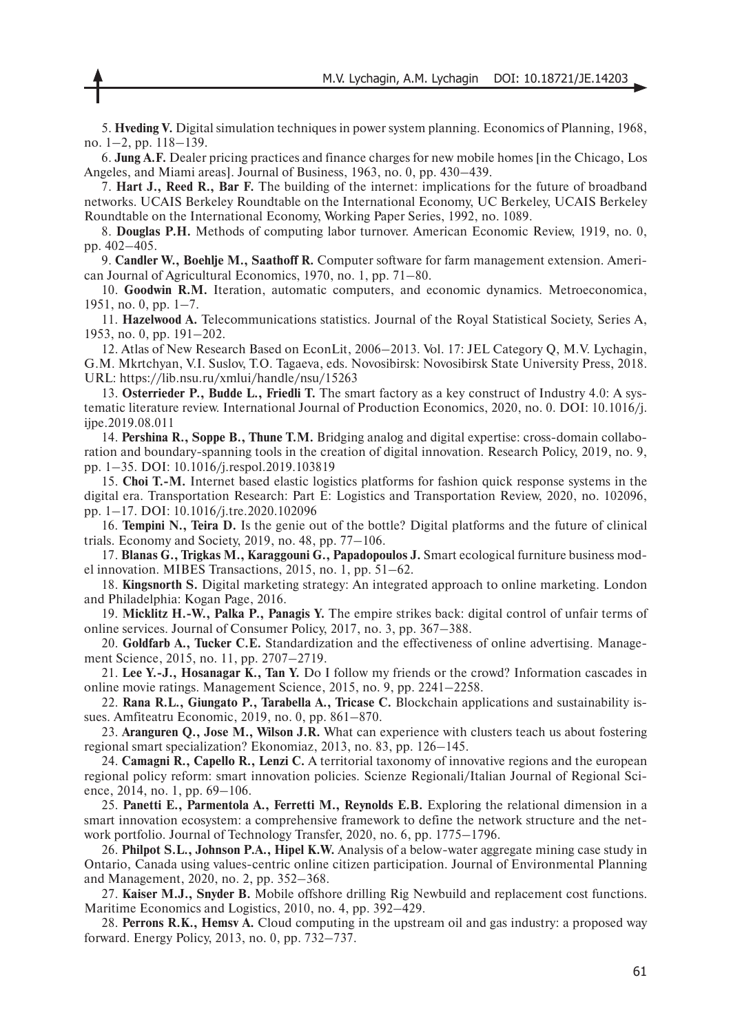5. **Hveding V.** Digital simulation techniques in power system planning. Economics of Planning, 1968, no. 1–2, pp. 118–139.

6. **Jung A.F.** Dealer pricing practices and finance charges for new mobile homes [in the Chicago, Los Angeles, and Miami areas]. Journal of Business, 1963, no. 0, pp. 430–439.

7. **Hart J., Reed R., Bar F.** The building of the internet: implications for the future of broadband networks. UCAIS Berkeley Roundtable on the International Economy, UC Berkeley, UCAIS Berkeley Roundtable on the International Economy, Working Paper Series, 1992, no. 1089.

8. **Douglas P.H.** Methods of computing labor turnover. American Economic Review, 1919, no. 0, pp. 402–405.

9. **Candler W., Boehlje M., Saathoff R.** Computer software for farm management extension. American Journal of Agricultural Economics, 1970, no. 1, pp. 71–80.

10. **Goodwin R.M.** Iteration, automatic computers, and economic dynamics. Metroeconomica, 1951, no. 0, pp. 1–7.

11. **Hazelwood A.** Telecommunications statistics. Journal of the Royal Statistical Society, Series A, 1953, no. 0, pp. 191–202.

12. Atlas of New Research Based on EconLit, 2006–2013. Vol. 17: JEL Category Q, M.V. Lychagin, G.M. Mkrtchyan, V.I. Suslov, T.O. Tagaeva, eds. Novosibirsk: Novosibirsk State University Press, 2018. URL: https://lib.nsu.ru/xmlui/handle/nsu/15263

13. **Osterrieder P., Budde L., Friedli T.** The smart factory as a key construct of Industry 4.0: A systematic literature review. International Journal of Production Economics, 2020, no. 0. DOI: 10.1016/j.ijpe.2019.08.011

14. **Pershina R., Soppe B., Thune T.M.** Bridging analog and digital expertise: cross-domain collaboration and boundary-spanning tools in the creation of digital innovation. Research Policy, 2019, no. 9, pp. 1–35. DOI: 10.1016/j.respol.2019.103819

15. **Choi T.-M.** Internet based elastic logistics platforms for fashion quick response systems in the digital era. Transportation Research: Part E: Logistics and Transportation Review, 2020, no. 102096, pp. 1–17. DOI: 10.1016/j.tre.2020.102096

16. **Tempini N., Teira D.** Is the genie out of the bottle? Digital platforms and the future of clinical trials. Economy and Society, 2019, no. 48, pp. 77–106.

17. **Blanas G., Trigkas M., Karaggouni G., Papadopoulos J.** Smart ecological furniture business model innovation. MIBES Transactions, 2015, no. 1, pp. 51–62.

18. **Kingsnorth S.** Digital marketing strategy: An integrated approach to online marketing. London and Philadelphia: Kogan Page, 2016.

19. **Micklitz H.-W., Palka P., Panagis Y.** The empire strikes back: digital control of unfair terms of online services. Journal of Consumer Policy, 2017, no. 3, pp. 367–388.

20. **Goldfarb A., Tucker C.E.** Standardization and the effectiveness of online advertising. Management Science, 2015, no. 11, pp. 2707–2719.

21. **Lee Y.-J., Hosanagar K., Tan Y.** Do I follow my friends or the crowd? Information cascades in online movie ratings. Management Science, 2015, no. 9, pp. 2241–2258.

22. **Rana R.L., Giungato P., Tarabella A., Tricase C.** Blockchain applications and sustainability issues. Amfiteatru Economic, 2019, no. 0, pp. 861–870.

23. **Aranguren Q., Jose M., Wilson J.R.** What can experience with clusters teach us about fostering regional smart specialization? Ekonomiaz, 2013, no. 83, pp. 126–145.

24. **Camagni R., Capello R., Lenzi C.** A territorial taxonomy of innovative regions and the european regional policy reform: smart innovation policies. Scienze Regionali/Italian Journal of Regional Science, 2014, no. 1, pp. 69–106.

25. **Panetti E., Parmentola A., Ferretti M., Reynolds E.B.** Exploring the relational dimension in a smart innovation ecosystem: a comprehensive framework to define the network structure and the network portfolio. Journal of Technology Transfer, 2020, no. 6, pp. 1775–1796.

26. **Philpot S.L., Johnson P.A., Hipel K.W.** Analysis of a below-water aggregate mining case study in Ontario, Canada using values-centric online citizen participation. Journal of Environmental Planning and Management, 2020, no. 2, pp. 352–368.

27. **Kaiser M.J., Snyder B.** Mobile offshore drilling Rig Newbuild and replacement cost functions. Maritime Economics and Logistics, 2010, no. 4, pp. 392–429.

28. **Perrons R.K., Hemsv A.** Cloud computing in the upstream oil and gas industry: a proposed way forward. Energy Policy, 2013, no. 0, pp. 732–737.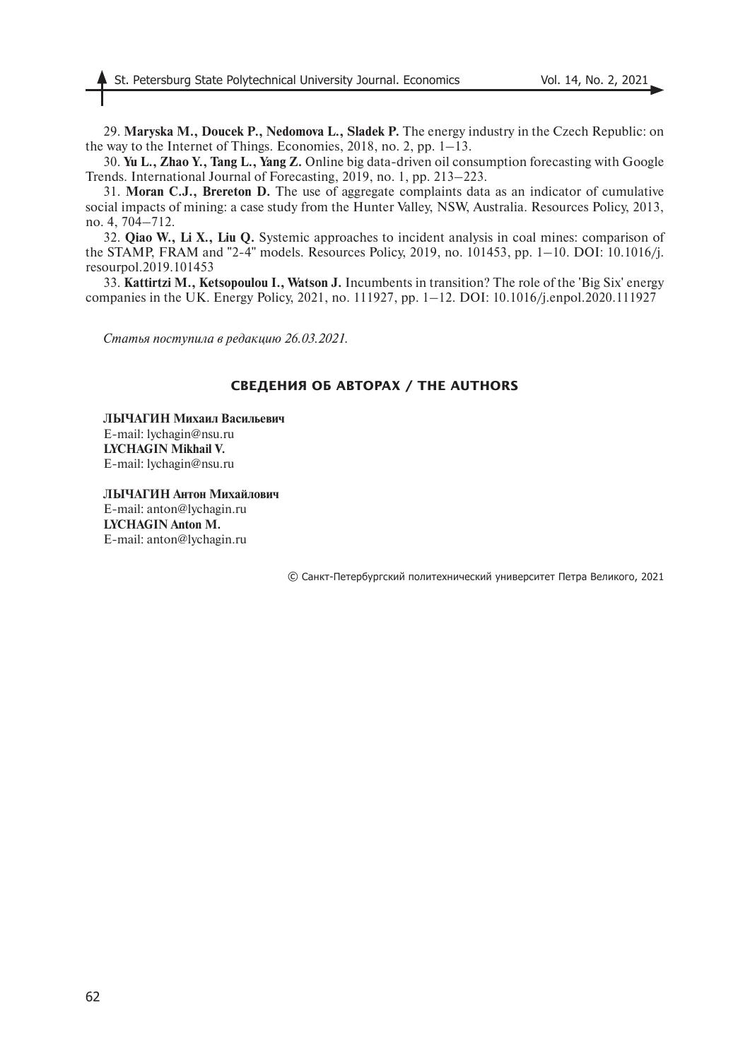29. **Maryska M., Doucek P., Nedomova L., Sladek P.** The energy industry in the Czech Republic: on the way to the Internet of Things. Economies, 2018, no. 2, pp. 1–13.

30. **Yu L., Zhao Y., Tang L., Yang Z.** Online big data-driven oil consumption forecasting with Google Trends. International Journal of Forecasting, 2019, no. 1, pp. 213–223.

31. **Moran C.J., Brereton D.** The use of aggregate complaints data as an indicator of cumulative social impacts of mining: a case study from the Hunter Valley, NSW, Australia. Resources Policy, 2013, no. 4, 704–712.

32. **Qiao W., Li X., Liu Q.** Systemic approaches to incident analysis in coal mines: comparison of the STAMP, FRAM and "2-4" models. Resources Policy, 2019, no. 101453, pp. 1–10. DOI: 10.1016/j.resourpol.2019.101453

33. **Kattirtzi M., Ketsopoulou I., Watson J.** Incumbents in transition? The role of the 'Big Six' energy companies in the UK. Energy Policy, 2021, no. 111927, pp. 1–12. DOI: 10.1016/j.enpol.2020.111927

*Статья поступила в редакцию 26.03.2021.*

## СВЕДЕНИЯ ОБ АВТОРАХ / THE AUTHORS

**ЛЫЧАГИН Михаил Васильевич**
E-mail: lychagin@nsu.ru
**LYCHAGIN Mikhail V.**
E-mail: lychagin@nsu.ru

**ЛЫЧАГИН Антон Михайлович**
E-mail: anton@lychagin.ru
**LYCHAGIN Anton M.**
E-mail: anton@lychagin.ru

© Санкт-Петербургский политехнический университет Петра Великого, 2021